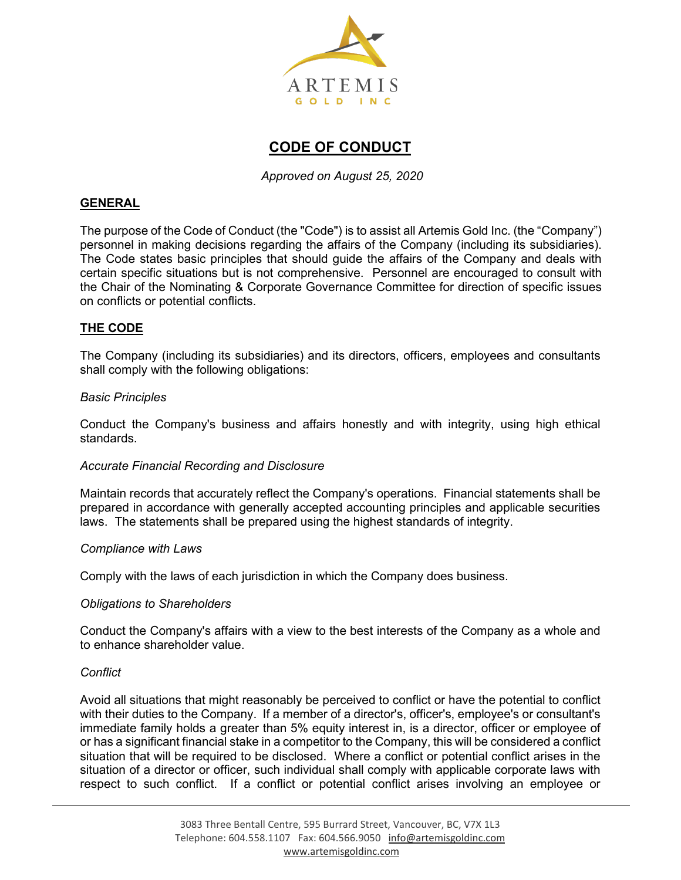ARTEMIS

GOLD INC

# CODE OF CONDUCT

*Approved on August 25, 2020*

## GENERAL

The purpose of the Code of Conduct (the "Code") is to assist all Artemis Gold Inc. (the "Company") personnel in making decisions regarding the affairs of the Company (including its subsidiaries). The Code states basic principles that should guide the affairs of the Company and deals with certain specific situations but is not comprehensive. Personnel are encouraged to consult with the Chair of the Nominating & Corporate Governance Committee for direction of specific issues on conflicts or potential conflicts.

## THE CODE

The Company (including its subsidiaries) and its directors, officers, employees and consultants shall comply with the following obligations:

*Basic Principles*

Conduct the Company's business and affairs honestly and with integrity, using high ethical standards.

*Accurate Financial Recording and Disclosure*

Maintain records that accurately reflect the Company's operations. Financial statements shall be prepared in accordance with generally accepted accounting principles and applicable securities laws. The statements shall be prepared using the highest standards of integrity.

*Compliance with Laws*

Comply with the laws of each jurisdiction in which the Company does business.

*Obligations to Shareholders*

Conduct the Company's affairs with a view to the best interests of the Company as a whole and to enhance shareholder value.

*Conflict*

Avoid all situations that might reasonably be perceived to conflict or have the potential to conflict with their duties to the Company. If a member of a director's, officer's, employee's or consultant's immediate family holds a greater than 5% equity interest in, is a director, officer or employee of or has a significant financial stake in a competitor to the Company, this will be considered a conflict situation that will be required to be disclosed. Where a conflict or potential conflict arises in the situation of a director or officer, such individual shall comply with applicable corporate laws with respect to such conflict. If a conflict or potential conflict arises involving an employee or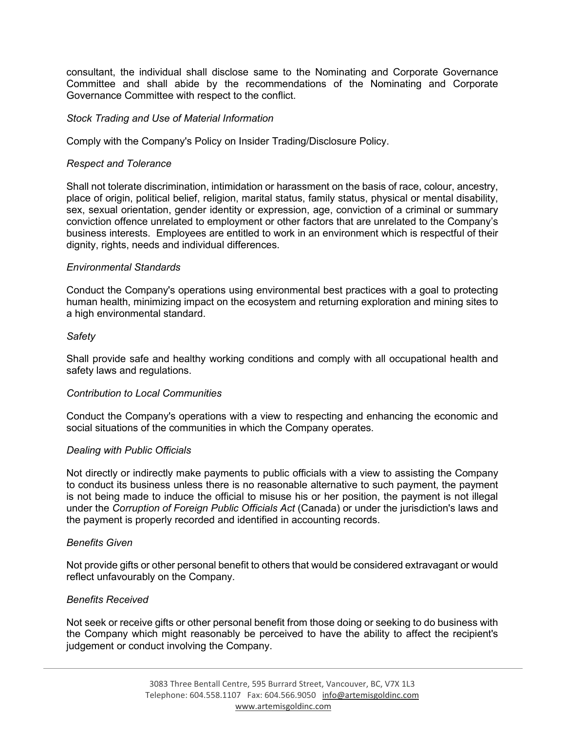consultant, the individual shall disclose same to the Nominating and Corporate Governance Committee and shall abide by the recommendations of the Nominating and Corporate Governance Committee with respect to the conflict.

*Stock Trading and Use of Material Information*

Comply with the Company's Policy on Insider Trading/Disclosure Policy.

*Respect and Tolerance*

Shall not tolerate discrimination, intimidation or harassment on the basis of race, colour, ancestry, place of origin, political belief, religion, marital status, family status, physical or mental disability, sex, sexual orientation, gender identity or expression, age, conviction of a criminal or summary conviction offence unrelated to employment or other factors that are unrelated to the Company's business interests. Employees are entitled to work in an environment which is respectful of their dignity, rights, needs and individual differences.

*Environmental Standards*

Conduct the Company's operations using environmental best practices with a goal to protecting human health, minimizing impact on the ecosystem and returning exploration and mining sites to a high environmental standard.

*Safety*

Shall provide safe and healthy working conditions and comply with all occupational health and safety laws and regulations.

*Contribution to Local Communities*

Conduct the Company's operations with a view to respecting and enhancing the economic and social situations of the communities in which the Company operates.

*Dealing with Public Officials*

Not directly or indirectly make payments to public officials with a view to assisting the Company to conduct its business unless there is no reasonable alternative to such payment, the payment is not being made to induce the official to misuse his or her position, the payment is not illegal under the *Corruption of Foreign Public Officials Act* (Canada) or under the jurisdiction's laws and the payment is properly recorded and identified in accounting records.

*Benefits Given*

Not provide gifts or other personal benefit to others that would be considered extravagant or would reflect unfavourably on the Company.

*Benefits Received*

Not seek or receive gifts or other personal benefit from those doing or seeking to do business with the Company which might reasonably be perceived to have the ability to affect the recipient's judgement or conduct involving the Company.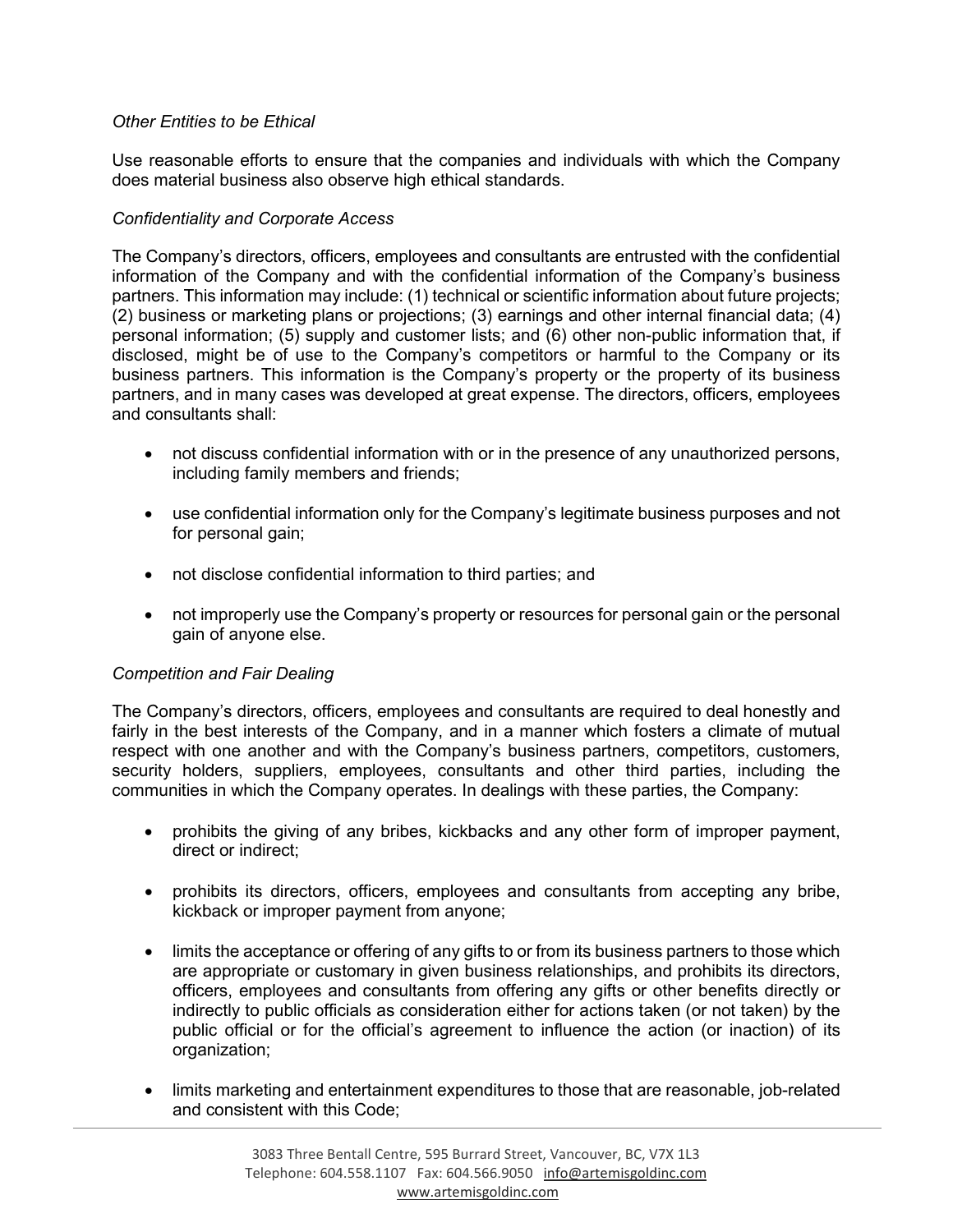*Other Entities to be Ethical*

Use reasonable efforts to ensure that the companies and individuals with which the Company does material business also observe high ethical standards.

*Confidentiality and Corporate Access*

The Company's directors, officers, employees and consultants are entrusted with the confidential information of the Company and with the confidential information of the Company's business partners. This information may include: (1) technical or scientific information about future projects; (2) business or marketing plans or projections; (3) earnings and other internal financial data; (4) personal information; (5) supply and customer lists; and (6) other non-public information that, if disclosed, might be of use to the Company's competitors or harmful to the Company or its business partners. This information is the Company's property or the property of its business partners, and in many cases was developed at great expense. The directors, officers, employees and consultants shall:

- not discuss confidential information with or in the presence of any unauthorized persons, including family members and friends;
- use confidential information only for the Company's legitimate business purposes and not for personal gain;
- not disclose confidential information to third parties; and
- not improperly use the Company's property or resources for personal gain or the personal gain of anyone else.

*Competition and Fair Dealing*

The Company's directors, officers, employees and consultants are required to deal honestly and fairly in the best interests of the Company, and in a manner which fosters a climate of mutual respect with one another and with the Company's business partners, competitors, customers, security holders, suppliers, employees, consultants and other third parties, including the communities in which the Company operates. In dealings with these parties, the Company:

- prohibits the giving of any bribes, kickbacks and any other form of improper payment, direct or indirect;
- prohibits its directors, officers, employees and consultants from accepting any bribe, kickback or improper payment from anyone;
- limits the acceptance or offering of any gifts to or from its business partners to those which are appropriate or customary in given business relationships, and prohibits its directors, officers, employees and consultants from offering any gifts or other benefits directly or indirectly to public officials as consideration either for actions taken (or not taken) by the public official or for the official's agreement to influence the action (or inaction) of its organization;
- limits marketing and entertainment expenditures to those that are reasonable, job-related and consistent with this Code;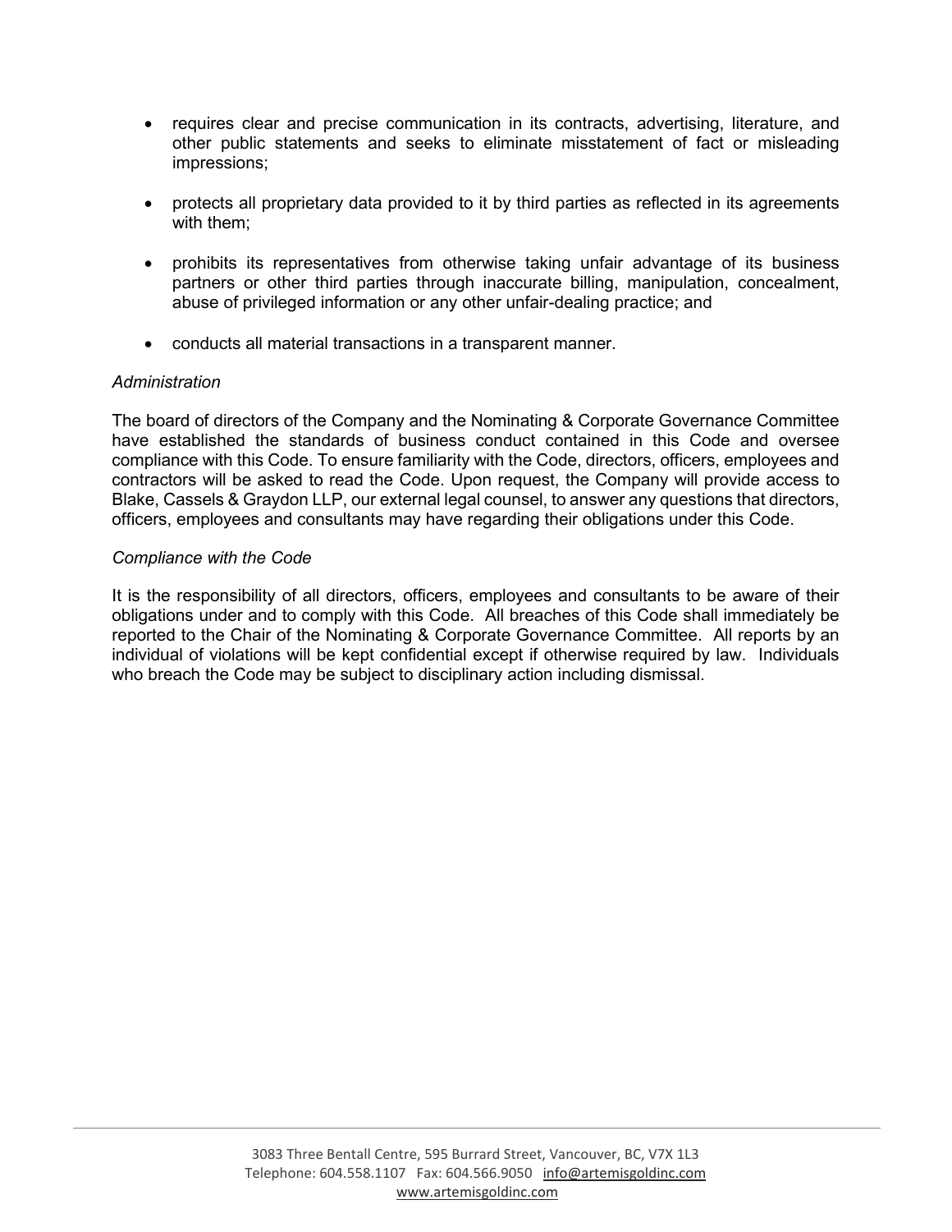- requires clear and precise communication in its contracts, advertising, literature, and other public statements and seeks to eliminate misstatement of fact or misleading impressions;

- protects all proprietary data provided to it by third parties as reflected in its agreements with them;

- prohibits its representatives from otherwise taking unfair advantage of its business partners or other third parties through inaccurate billing, manipulation, concealment, abuse of privileged information or any other unfair-dealing practice; and

- conducts all material transactions in a transparent manner.

*Administration*

The board of directors of the Company and the Nominating & Corporate Governance Committee have established the standards of business conduct contained in this Code and oversee compliance with this Code. To ensure familiarity with the Code, directors, officers, employees and contractors will be asked to read the Code. Upon request, the Company will provide access to Blake, Cassels & Graydon LLP, our external legal counsel, to answer any questions that directors, officers, employees and consultants may have regarding their obligations under this Code.

*Compliance with the Code*

It is the responsibility of all directors, officers, employees and consultants to be aware of their obligations under and to comply with this Code. All breaches of this Code shall immediately be reported to the Chair of the Nominating & Corporate Governance Committee. All reports by an individual of violations will be kept confidential except if otherwise required by law. Individuals who breach the Code may be subject to disciplinary action including dismissal.